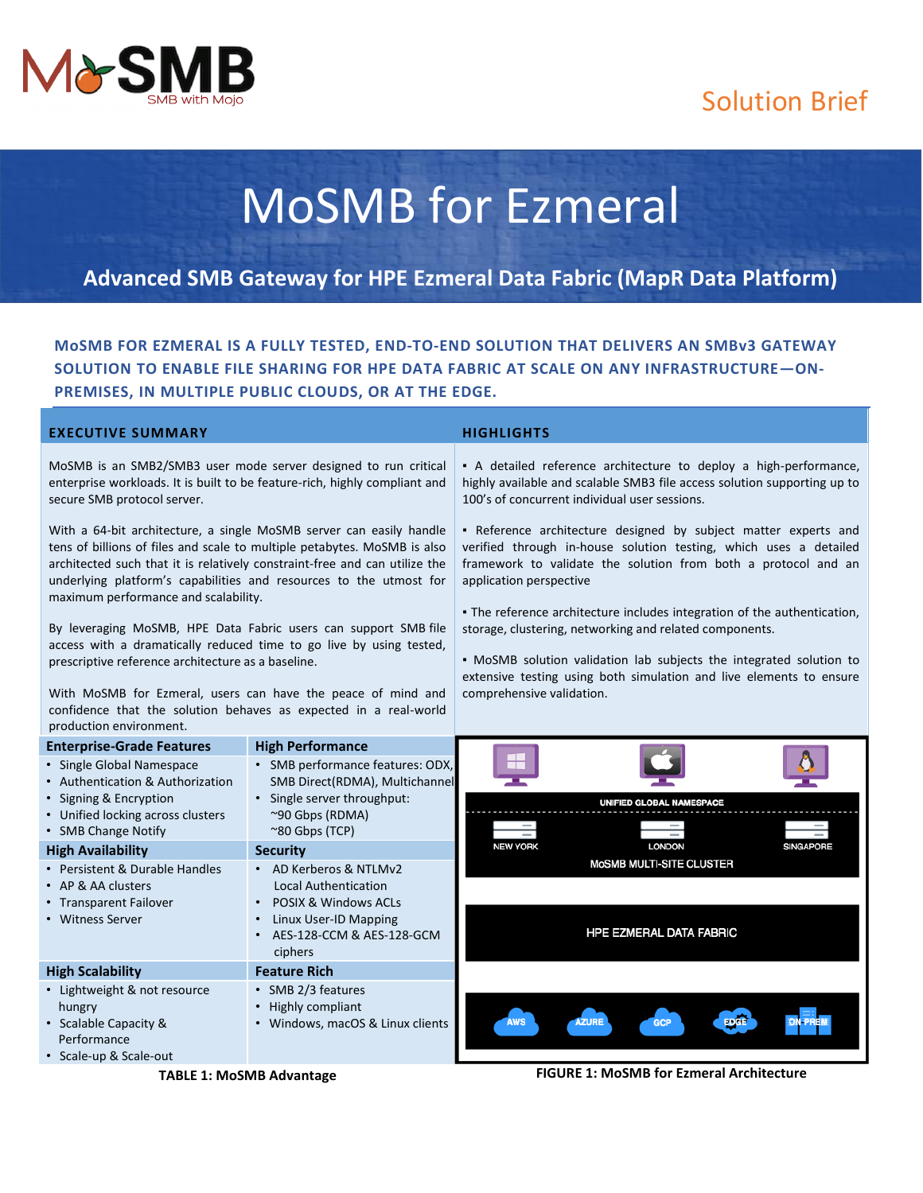# MoSMB for Ezmeral

## Advanced SMB Gateway for HPE Ezmeral Data Fabric (MapR Data Platform)

**MOSMB FOR EZMERAL IS A FULLY TESTED, END-TO-END SOLUTION THAT DELIVERS AN SMBv3 GATEWAY SOLUTION TO ENABLE FILE SHARING FOR HPE DATA FABRIC AT SCALE ON ANY INFRASTRUCTURE—ON-PREMISES, IN MULTIPLE PUBLIC CLOUDS, OR AT THE EDGE.**

### EXECUTIVE SUMMARY

MoSMB is an SMB2/SMB3 user mode server designed to run critical enterprise workloads. It is built to be feature-rich, highly compliant and secure SMB protocol server.

With a 64-bit architecture, a single MoSMB server can easily handle tens of billions of files and scale to multiple petabytes. MoSMB is also architected such that it is relatively constraint-free and can utilize the underlying platform's capabilities and resources to the utmost for maximum performance and scalability.

By leveraging MoSMB, HPE Data Fabric users can support SMB file access with a dramatically reduced time to go live by using tested, prescriptive reference architecture as a baseline.

With MoSMB for Ezmeral, users can have the peace of mind and confidence that the solution behaves as expected in a real-world production environment.

### HIGHLIGHTS

- A detailed reference architecture to deploy a high-performance, highly available and scalable SMB3 file access solution supporting up to 100's of concurrent individual user sessions.
- Reference architecture designed by subject matter experts and verified through in-house solution testing, which uses a detailed framework to validate the solution from both a protocol and an application perspective
- The reference architecture includes integration of the authentication, storage, clustering, networking and related components.
- MoSMB solution validation lab subjects the integrated solution to extensive testing using both simulation and live elements to ensure comprehensive validation.

| Enterprise-Grade Features | High Performance |
| --- | --- |
| • Single Global Namespace<br>• Authentication & Authorization<br>• Signing & Encryption<br>• Unified locking across clusters<br>• SMB Change Notify | • SMB performance features: ODX, SMB Direct(RDMA), Multichannel<br>• Single server throughput: ~90 Gbps (RDMA) ~80 Gbps (TCP) |
| **High Availability** | **Security** |
| • Persistent & Durable Handles<br>• AP & AA clusters<br>• Transparent Failover<br>• Witness Server | • AD Kerberos & NTLMv2 Local Authentication<br>• POSIX & Windows ACLs<br>• Linux User-ID Mapping<br>• AES-128-CCM & AES-128-GCM ciphers |
| **High Scalability** | **Feature Rich** |
| • Lightweight & not resource hungry<br>• Scalable Capacity & Performance<br>• Scale-up & Scale-out | • SMB 2/3 features<br>• Highly compliant<br>• Windows, macOS & Linux clients |

**TABLE 1: MoSMB Advantage**

UNIFIED GLOBAL NAMESPACE

NEW YORK | LONDON | SINGAPORE

MoSMB MULTI-SITE CLUSTER

HPE EZMERAL DATA FABRIC

AWS | AZURE | GCP | EDGE | ON PREM

**FIGURE 1: MoSMB for Ezmeral Architecture**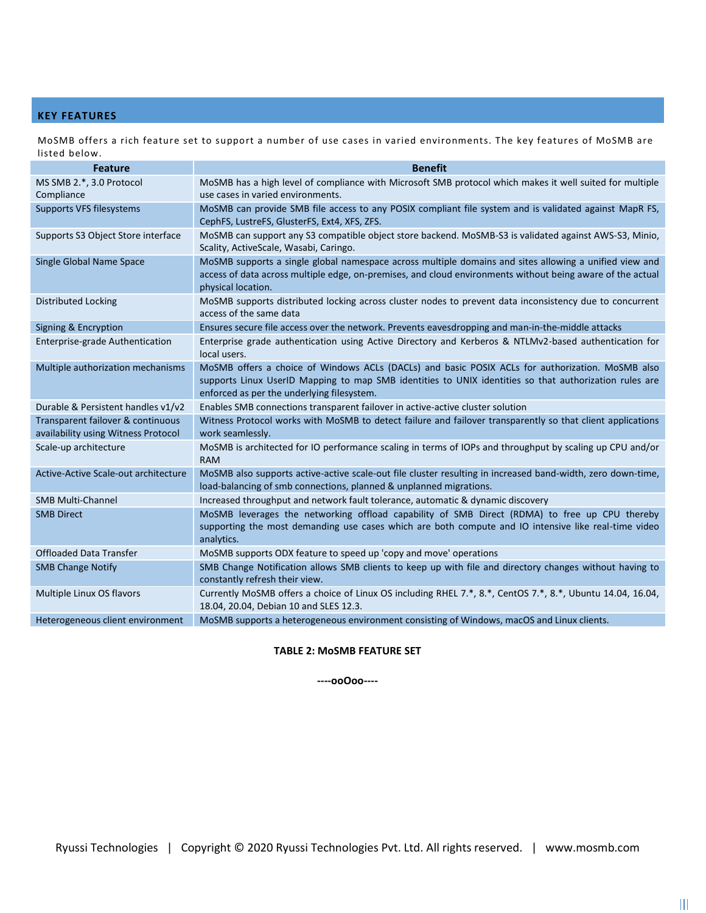## KEY FEATURES

MoSMB offers a rich feature set to support a number of use cases in varied environments. The key features of MoSMB are listed below.

| Feature | Benefit |
|---|---|
| MS SMB 2.*, 3.0 Protocol Compliance | MoSMB has a high level of compliance with Microsoft SMB protocol which makes it well suited for multiple use cases in varied environments. |
| Supports VFS filesystems | MoSMB can provide SMB file access to any POSIX compliant file system and is validated against MapR FS, CephFS, LustreFS, GlusterFS, Ext4, XFS, ZFS. |
| Supports S3 Object Store interface | MoSMB can support any S3 compatible object store backend. MoSMB-S3 is validated against AWS-S3, Minio, Scality, ActiveScale, Wasabi, Caringo. |
| Single Global Name Space | MoSMB supports a single global namespace across multiple domains and sites allowing a unified view and access of data across multiple edge, on-premises, and cloud environments without being aware of the actual physical location. |
| Distributed Locking | MoSMB supports distributed locking across cluster nodes to prevent data inconsistency due to concurrent access of the same data |
| Signing & Encryption | Ensures secure file access over the network. Prevents eavesdropping and man-in-the-middle attacks |
| Enterprise-grade Authentication | Enterprise grade authentication using Active Directory and Kerberos & NTLMv2-based authentication for local users. |
| Multiple authorization mechanisms | MoSMB offers a choice of Windows ACLs (DACLs) and basic POSIX ACLs for authorization. MoSMB also supports Linux UserID Mapping to map SMB identities to UNIX identities so that authorization rules are enforced as per the underlying filesystem. |
| Durable & Persistent handles v1/v2 | Enables SMB connections transparent failover in active-active cluster solution |
| Transparent failover & continuous availability using Witness Protocol | Witness Protocol works with MoSMB to detect failure and failover transparently so that client applications work seamlessly. |
| Scale-up architecture | MoSMB is architected for IO performance scaling in terms of IOPs and throughput by scaling up CPU and/or RAM |
| Active-Active Scale-out architecture | MoSMB also supports active-active scale-out file cluster resulting in increased band-width, zero down-time, load-balancing of smb connections, planned & unplanned migrations. |
| SMB Multi-Channel | Increased throughput and network fault tolerance, automatic & dynamic discovery |
| SMB Direct | MoSMB leverages the networking offload capability of SMB Direct (RDMA) to free up CPU thereby supporting the most demanding use cases which are both compute and IO intensive like real-time video analytics. |
| Offloaded Data Transfer | MoSMB supports ODX feature to speed up 'copy and move' operations |
| SMB Change Notify | SMB Change Notification allows SMB clients to keep up with file and directory changes without having to constantly refresh their view. |
| Multiple Linux OS flavors | Currently MoSMB offers a choice of Linux OS including RHEL 7.*, 8.*, CentOS 7.*, 8.*, Ubuntu 14.04, 16.04, 18.04, 20.04, Debian 10 and SLES 12.3. |
| Heterogeneous client environment | MoSMB supports a heterogeneous environment consisting of Windows, macOS and Linux clients. |

**TABLE 2: MoSMB FEATURE SET**

**----ooOoo----**